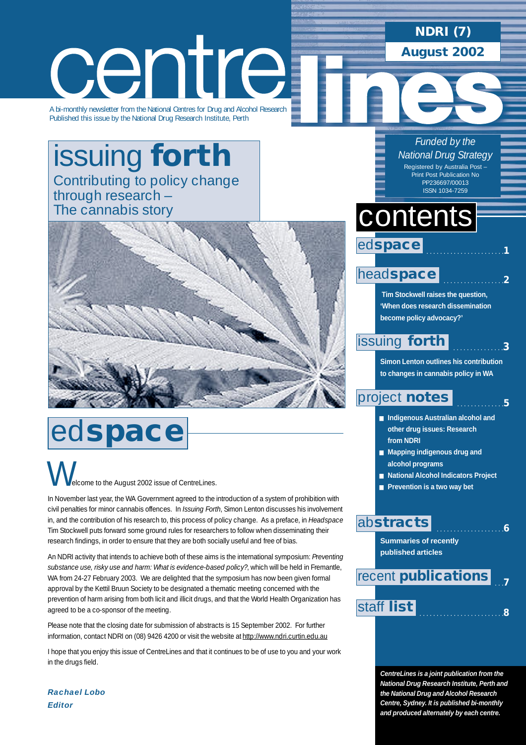# centre lines

**NDRI (7)**

**August 2002**

A bi-monthly newsletter from the National Centres for Drug and Alcohol Research
Published this issue by the National Drug Research Institute, Perth

*Funded by the National Drug Strategy*

Registered by Australia Post – Print Post Publication No PP236697/00013
ISSN 1034-7259

## issuing **forth**

### Contributing to policy change through research – The cannabis story

## contents

**ed space** ....... 1

**head space** ....... 2

Tim Stockwell raises the question, 'When does research dissemination become policy advocacy?'

**issuing forth** ....... 3

Simon Lenton outlines his contribution to changes in cannabis policy in WA

**project notes** ....... 5

- Indigenous Australian alcohol and other drug issues: Research from NDRI
- Mapping indigenous drug and alcohol programs
- National Alcohol Indicators Project
- Prevention is a two way bet

**abstracts** ....... 6

Summaries of recently published articles

**recent publications** ....... 7

**staff list** ....... 8

*CentreLines is a joint publication from the National Drug Research Institute, Perth and the National Drug and Alcohol Research Centre, Sydney. It is published bi-monthly and produced alternately by each centre.*

## ed**space**

Welcome to the August 2002 issue of CentreLines.

In November last year, the WA Government agreed to the introduction of a system of prohibition with civil penalties for minor cannabis offences. In *Issuing Forth*, Simon Lenton discusses his involvement in, and the contribution of his research to, this process of policy change. As a preface, in *Headspace* Tim Stockwell puts forward some ground rules for researchers to follow when disseminating their research findings, in order to ensure that they are both socially useful and free of bias.

An NDRI activity that intends to achieve both of these aims is the international symposium: *Preventing substance use, risky use and harm: What is evidence-based policy?*, which will be held in Fremantle, WA from 24-27 February 2003. We are delighted that the symposium has now been given formal approval by the Kettil Bruun Society to be designated a thematic meeting concerned with the prevention of harm arising from both licit and illicit drugs, and that the World Health Organization has agreed to be a co-sponsor of the meeting.

Please note that the closing date for submission of abstracts is 15 September 2002. For further information, contact NDRI on (08) 9426 4200 or visit the website at http://www.ndri.curtin.edu.au

I hope that you enjoy this issue of CentreLines and that it continues to be of use to you and your work in the drugs field.

***Rachael Lobo***
***Editor***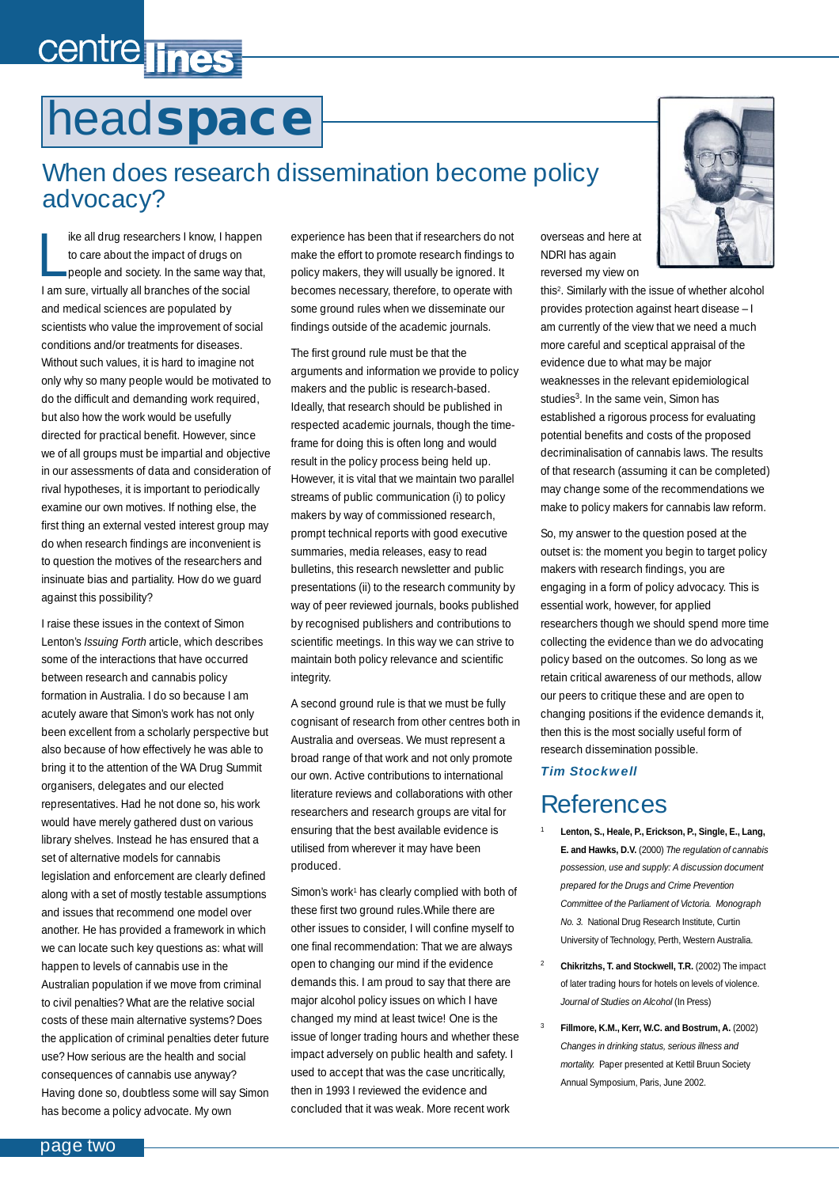# headspace

## When does research dissemination become policy advocacy?

Like all drug researchers I know, I happen to care about the impact of drugs on people and society. In the same way that, I am sure, virtually all branches of the social and medical sciences are populated by scientists who value the improvement of social conditions and/or treatments for diseases. Without such values, it is hard to imagine not only why so many people would be motivated to do the difficult and demanding work required, but also how the work would be usefully directed for practical benefit. However, since we of all groups must be impartial and objective in our assessments of data and consideration of rival hypotheses, it is important to periodically examine our own motives. If nothing else, the first thing an external vested interest group may do when research findings are inconvenient is to question the motives of the researchers and insinuate bias and partiality. How do we guard against this possibility?

I raise these issues in the context of Simon Lenton's *Issuing Forth* article, which describes some of the interactions that have occurred between research and cannabis policy formation in Australia. I do so because I am acutely aware that Simon's work has not only been excellent from a scholarly perspective but also because of how effectively he was able to bring it to the attention of the WA Drug Summit organisers, delegates and our elected representatives. Had he not done so, his work would have merely gathered dust on various library shelves. Instead he has ensured that a set of alternative models for cannabis legislation and enforcement are clearly defined along with a set of mostly testable assumptions and issues that recommend one model over another. He has provided a framework in which we can locate such key questions as: what will happen to levels of cannabis use in the Australian population if we move from criminal to civil penalties? What are the relative social costs of these main alternative systems? Does the application of criminal penalties deter future use? How serious are the health and social consequences of cannabis use anyway? Having done so, doubtless some will say Simon has become a policy advocate. My own experience has been that if researchers do not make the effort to promote research findings to policy makers, they will usually be ignored. It becomes necessary, therefore, to operate with some ground rules when we disseminate our findings outside of the academic journals.

The first ground rule must be that the arguments and information we provide to policy makers and the public is research-based. Ideally, that research should be published in respected academic journals, though the time-frame for doing this is often long and would result in the policy process being held up. However, it is vital that we maintain two parallel streams of public communication (i) to policy makers by way of commissioned research, prompt technical reports with good executive summaries, media releases, easy to read bulletins, this research newsletter and public presentations (ii) to the research community by way of peer reviewed journals, books published by recognised publishers and contributions to scientific meetings. In this way we can strive to maintain both policy relevance and scientific integrity.

A second ground rule is that we must be fully cognisant of research from other centres both in Australia and overseas. We must represent a broad range of that work and not only promote our own. Active contributions to international literature reviews and collaborations with other researchers and research groups are vital for ensuring that the best available evidence is utilised from wherever it may have been produced.

Simon's work[1] has clearly complied with both of these first two ground rules.While there are other issues to consider, I will confine myself to one final recommendation: That we are always open to changing our mind if the evidence demands this. I am proud to say that there are major alcohol policy issues on which I have changed my mind at least twice! One is the issue of longer trading hours and whether these impact adversely on public health and safety. I used to accept that was the case uncritically, then in 1993 I reviewed the evidence and concluded that it was weak. More recent work overseas and here at NDRI has again reversed my view on this[2]. Similarly with the issue of whether alcohol provides protection against heart disease – I am currently of the view that we need a much more careful and sceptical appraisal of the evidence due to what may be major weaknesses in the relevant epidemiological studies[3]. In the same vein, Simon has established a rigorous process for evaluating potential benefits and costs of the proposed decriminalisation of cannabis laws. The results of that research (assuming it can be completed) may change some of the recommendations we make to policy makers for cannabis law reform.

So, my answer to the question posed at the outset is: the moment you begin to target policy makers with research findings, you are engaging in a form of policy advocacy. This is essential work, however, for applied researchers though we should spend more time collecting the evidence than we do advocating policy based on the outcomes. So long as we retain critical awareness of our methods, allow our peers to critique these and are open to changing positions if the evidence demands it, then this is the most socially useful form of research dissemination possible.

***Tim Stockwell***

## References

1. **Lenton, S., Heale, P., Erickson, P., Single, E., Lang, E. and Hawks, D.V.** (2000) *The regulation of cannabis possession, use and supply. A discussion document prepared for the Drugs and Crime Prevention Committee of the Parliament of Victoria. Monograph No. 3.* National Drug Research Institute, Curtin University of Technology, Perth, Western Australia.

2. **Chikritzhs, T. and Stockwell, T.R.** (2002) The impact of later trading hours for hotels on levels of violence. *Journal of Studies on Alcohol* (In Press)

3. **Fillmore, K.M., Kerr, W.C. and Bostrum, A.** (2002) *Changes in drinking status, serious illness and mortality.* Paper presented at Kettil Bruun Society Annual Symposium, Paris, June 2002.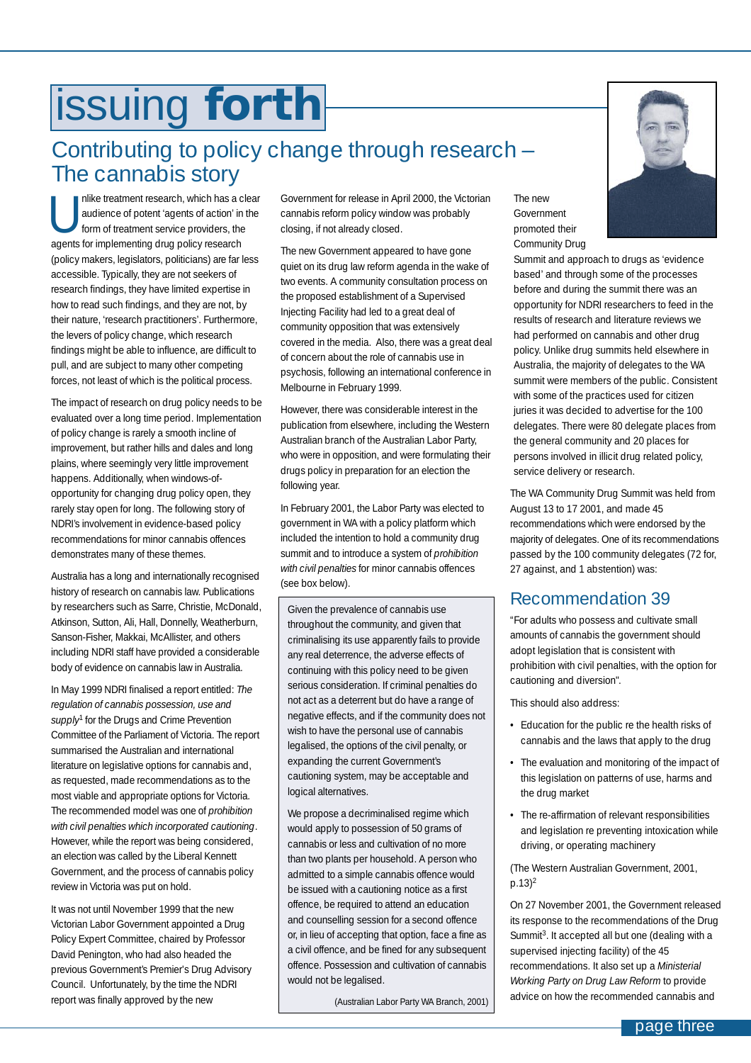# issuing forth

## Contributing to policy change through research – The cannabis story

Unlike treatment research, which has a clear audience of potent 'agents of action' in the form of treatment service providers, the agents for implementing drug policy research (policy makers, legislators, politicians) are far less accessible. Typically, they are not seekers of research findings, they have limited expertise in how to read such findings, and they are not, by their nature, 'research practitioners'. Furthermore, the levers of policy change, which research findings might be able to influence, are difficult to pull, and are subject to many other competing forces, not least of which is the political process.

The impact of research on drug policy needs to be evaluated over a long time period. Implementation of policy change is rarely a smooth incline of improvement, but rather hills and dales and long plains, where seemingly very little improvement happens. Additionally, when windows-of-opportunity for changing drug policy open, they rarely stay open for long. The following story of NDRI's involvement in evidence-based policy recommendations for minor cannabis offences demonstrates many of these themes.

Australia has a long and internationally recognised history of research on cannabis law. Publications by researchers such as Sarre, Christie, McDonald, Atkinson, Sutton, Ali, Hall, Donnelly, Weatherburn, Sanson-Fisher, Makkai, McAllister, and others including NDRI staff have provided a considerable body of evidence on cannabis law in Australia.

In May 1999 NDRI finalised a report entitled: *The regulation of cannabis possession, use and supply*[1] for the Drugs and Crime Prevention Committee of the Parliament of Victoria. The report summarised the Australian and international literature on legislative options for cannabis and, as requested, made recommendations as to the most viable and appropriate options for Victoria. The recommended model was one of *prohibition with civil penalties which incorporated cautioning*. However, while the report was being considered, an election was called by the Liberal Kennett Government, and the process of cannabis policy review in Victoria was put on hold.

It was not until November 1999 that the new Victorian Labor Government appointed a Drug Policy Expert Committee, chaired by Professor David Penington, who had also headed the previous Government's Premier's Drug Advisory Council. Unfortunately, by the time the NDRI report was finally approved by the new Government for release in April 2000, the Victorian cannabis reform policy window was probably closing, if not already closed.

The new Government appeared to have gone quiet on its drug law reform agenda in the wake of two events. A community consultation process on the proposed establishment of a Supervised Injecting Facility had led to a great deal of community opposition that was extensively covered in the media. Also, there was a great deal of concern about the role of cannabis use in psychosis, following an international conference in Melbourne in February 1999.

However, there was considerable interest in the publication from elsewhere, including the Western Australian branch of the Australian Labor Party, who were in opposition, and were formulating their drugs policy in preparation for an election the following year.

In February 2001, the Labor Party was elected to government in WA with a policy platform which included the intention to hold a community drug summit and to introduce a system of *prohibition with civil penalties* for minor cannabis offences (see box below).

> Given the prevalence of cannabis use throughout the community, and given that criminalising its use apparently fails to provide any real deterrence, the adverse effects of continuing with this policy need to be given serious consideration. If criminal penalties do not act as a deterrent but do have a range of negative effects, and if the community does not wish to have the personal use of cannabis legalised, the options of the civil penalty, or expanding the current Government's cautioning system, may be acceptable and logical alternatives.
>
> We propose a decriminalised regime which would apply to possession of 50 grams of cannabis or less and cultivation of no more than two plants per household. A person who admitted to a simple cannabis offence would be issued with a cautioning notice as a first offence, be required to attend an education and counselling session for a second offence or, in lieu of accepting that option, face a fine as a civil offence, and be fined for any subsequent offence. Possession and cultivation of cannabis would not be legalised.
>
> (Australian Labor Party WA Branch, 2001)

The new Government promoted their Community Drug Summit and approach to drugs as 'evidence based' and through some of the processes before and during the summit there was an opportunity for NDRI researchers to feed in the results of research and literature reviews we had performed on cannabis and other drug policy. Unlike drug summits held elsewhere in Australia, the majority of delegates to the WA summit were members of the public. Consistent with some of the practices used for citizen juries it was decided to advertise for the 100 delegates. There were 80 delegate places from the general community and 20 places for persons involved in illicit drug related policy, service delivery or research.

The WA Community Drug Summit was held from August 13 to 17 2001, and made 45 recommendations which were endorsed by the majority of delegates. One of its recommendations passed by the 100 community delegates (72 for, 27 against, and 1 abstention) was:

### Recommendation 39

"For adults who possess and cultivate small amounts of cannabis the government should adopt legislation that is consistent with prohibition with civil penalties, with the option for cautioning and diversion".

This should also address:

- Education for the public re the health risks of cannabis and the laws that apply to the drug
- The evaluation and monitoring of the impact of this legislation on patterns of use, harms and the drug market
- The re-affirmation of relevant responsibilities and legislation re preventing intoxication while driving, or operating machinery

(The Western Australian Government, 2001, p.13)[2]

On 27 November 2001, the Government released its response to the recommendations of the Drug Summit[3]. It accepted all but one (dealing with a supervised injecting facility) of the 45 recommendations. It also set up a *Ministerial Working Party on Drug Law Reform* to provide advice on how the recommended cannabis and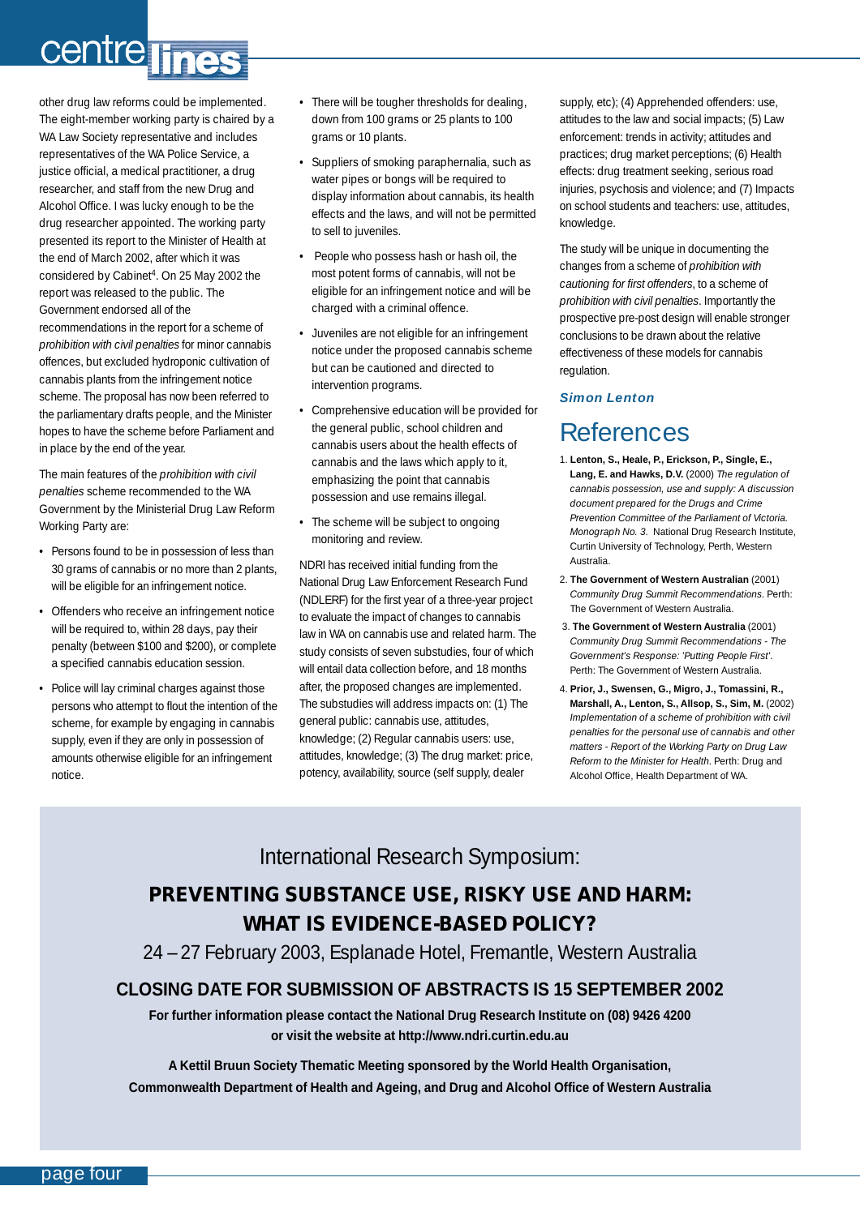other drug law reforms could be implemented. The eight-member working party is chaired by a WA Law Society representative and includes representatives of the WA Police Service, a justice official, a medical practitioner, a drug researcher, and staff from the new Drug and Alcohol Office. I was lucky enough to be the drug researcher appointed. The working party presented its report to the Minister of Health at the end of March 2002, after which it was considered by Cabinet[4]. On 25 May 2002 the report was released to the public. The Government endorsed all of the recommendations in the report for a scheme of *prohibition with civil penalties* for minor cannabis offences, but excluded hydroponic cultivation of cannabis plants from the infringement notice scheme. The proposal has now been referred to the parliamentary drafts people, and the Minister hopes to have the scheme before Parliament and in place by the end of the year.

The main features of the *prohibition with civil penalties* scheme recommended to the WA Government by the Ministerial Drug Law Reform Working Party are:

- Persons found to be in possession of less than 30 grams of cannabis or no more than 2 plants, will be eligible for an infringement notice.
- Offenders who receive an infringement notice will be required to, within 28 days, pay their penalty (between $100 and $200), or complete a specified cannabis education session.
- Police will lay criminal charges against those persons who attempt to flout the intention of the scheme, for example by engaging in cannabis supply, even if they are only in possession of amounts otherwise eligible for an infringement notice.
- There will be tougher thresholds for dealing, down from 100 grams or 25 plants to 100 grams or 10 plants.
- Suppliers of smoking paraphernalia, such as water pipes or bongs will be required to display information about cannabis, its health effects and the laws, and will not be permitted to sell to juveniles.
- People who possess hash or hash oil, the most potent forms of cannabis, will not be eligible for an infringement notice and will be charged with a criminal offence.
- Juveniles are not eligible for an infringement notice under the proposed cannabis scheme but can be cautioned and directed to intervention programs.
- Comprehensive education will be provided for the general public, school children and cannabis users about the health effects of cannabis and the laws which apply to it, emphasizing the point that cannabis possession and use remains illegal.
- The scheme will be subject to ongoing monitoring and review.

NDRI has received initial funding from the National Drug Law Enforcement Research Fund (NDLERF) for the first year of a three-year project to evaluate the impact of changes to cannabis law in WA on cannabis use and related harm. The study consists of seven substudies, four of which will entail data collection before, and 18 months after, the proposed changes are implemented. The substudies will address impacts on: (1) The general public: cannabis use, attitudes, knowledge; (2) Regular cannabis users: use, attitudes, knowledge; (3) The drug market: price, potency, availability, source (self supply, dealer supply, etc); (4) Apprehended offenders: use, attitudes to the law and social impacts; (5) Law enforcement: trends in activity; attitudes and practices; drug market perceptions; (6) Health effects: drug treatment seeking, serious road injuries, psychosis and violence; and (7) Impacts on school students and teachers: use, attitudes, knowledge.

The study will be unique in documenting the changes from a scheme of *prohibition with cautioning for first offenders*, to a scheme of *prohibition with civil penalties*. Importantly the prospective pre-post design will enable stronger conclusions to be drawn about the relative effectiveness of these models for cannabis regulation.

***Simon Lenton***

## References

1. **Lenton, S., Heale, P., Erickson, P., Single, E., Lang, E. and Hawks, D.V.** (2000) *The regulation of cannabis possession, use and supply: A discussion document prepared for the Drugs and Crime Prevention Committee of the Parliament of Victoria. Monograph No. 3.* National Drug Research Institute, Curtin University of Technology, Perth, Western Australia.
2. **The Government of Western Australian** (2001) *Community Drug Summit Recommendations*. Perth: The Government of Western Australia.
3. **The Government of Western Australia** (2001) *Community Drug Summit Recommendations - The Government's Response: 'Putting People First'*. Perth: The Government of Western Australia.
4. **Prior, J., Swensen, G., Migro, J., Tomassini, R., Marshall, A., Lenton, S., Allsop, S., Sim, M.** (2002) *Implementation of a scheme of prohibition with civil penalties for the personal use of cannabis and other matters - Report of the Working Party on Drug Law Reform to the Minister for Health*. Perth: Drug and Alcohol Office, Health Department of WA.

---

International Research Symposium:

**PREVENTING SUBSTANCE USE, RISKY USE AND HARM: WHAT IS EVIDENCE-BASED POLICY?**

24 – 27 February 2003, Esplanade Hotel, Fremantle, Western Australia

**CLOSING DATE FOR SUBMISSION OF ABSTRACTS IS 15 SEPTEMBER 2002**

**For further information please contact the National Drug Research Institute on (08) 9426 4200 or visit the website at http://www.ndri.curtin.edu.au**

**A Kettil Bruun Society Thematic Meeting sponsored by the World Health Organisation, Commonwealth Department of Health and Ageing, and Drug and Alcohol Office of Western Australia**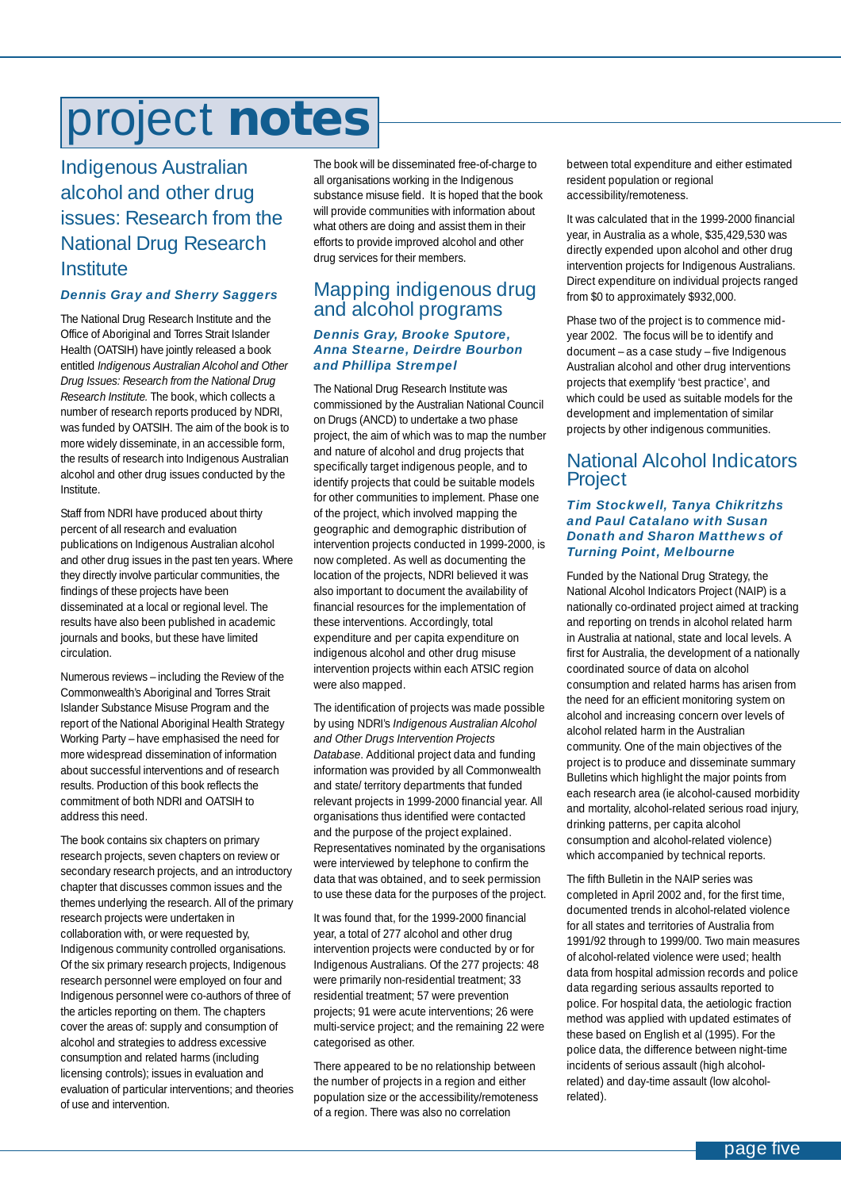# project **notes**

## Indigenous Australian alcohol and other drug issues: Research from the National Drug Research Institute

***Dennis Gray and Sherry Saggers***

The National Drug Research Institute and the Office of Aboriginal and Torres Strait Islander Health (OATSIH) have jointly released a book entitled *Indigenous Australian Alcohol and Other Drug Issues: Research from the National Drug Research Institute.* The book, which collects a number of research reports produced by NDRI, was funded by OATSIH. The aim of the book is to more widely disseminate, in an accessible form, the results of research into Indigenous Australian alcohol and other drug issues conducted by the Institute.

Staff from NDRI have produced about thirty percent of all research and evaluation publications on Indigenous Australian alcohol and other drug issues in the past ten years. Where they directly involve particular communities, the findings of these projects have been disseminated at a local or regional level. The results have also been published in academic journals and books, but these have limited circulation.

Numerous reviews – including the Review of the Commonwealth's Aboriginal and Torres Strait Islander Substance Misuse Program and the report of the National Aboriginal Health Strategy Working Party – have emphasised the need for more widespread dissemination of information about successful interventions and of research results. Production of this book reflects the commitment of both NDRI and OATSIH to address this need.

The book contains six chapters on primary research projects, seven chapters on review or secondary research projects, and an introductory chapter that discusses common issues and the themes underlying the research. All of the primary research projects were undertaken in collaboration with, or were requested by, Indigenous community controlled organisations. Of the six primary research projects, Indigenous research personnel were employed on four and Indigenous personnel were co-authors of three of the articles reporting on them. The chapters cover the areas of: supply and consumption of alcohol and strategies to address excessive consumption and related harms (including licensing controls); issues in evaluation and evaluation of particular interventions; and theories of use and intervention.

The book will be disseminated free-of-charge to all organisations working in the Indigenous substance misuse field. It is hoped that the book will provide communities with information about what others are doing and assist them in their efforts to provide improved alcohol and other drug services for their members.

## Mapping indigenous drug and alcohol programs

***Dennis Gray, Brooke Sputore, Anna Stearne, Deirdre Bourbon and Phillipa Strempel***

The National Drug Research Institute was commissioned by the Australian National Council on Drugs (ANCD) to undertake a two phase project, the aim of which was to map the number and nature of alcohol and drug projects that specifically target indigenous people, and to identify projects that could be suitable models for other communities to implement. Phase one of the project, which involved mapping the geographic and demographic distribution of intervention projects conducted in 1999-2000, is now completed. As well as documenting the location of the projects, NDRI believed it was also important to document the availability of financial resources for the implementation of these interventions. Accordingly, total expenditure and per capita expenditure on indigenous alcohol and other drug misuse intervention projects within each ATSIC region were also mapped.

The identification of projects was made possible by using NDRI's *Indigenous Australian Alcohol and Other Drugs Intervention Projects Database*. Additional project data and funding information was provided by all Commonwealth and state/ territory departments that funded relevant projects in 1999-2000 financial year. All organisations thus identified were contacted and the purpose of the project explained. Representatives nominated by the organisations were interviewed by telephone to confirm the data that was obtained, and to seek permission to use these data for the purposes of the project.

It was found that, for the 1999-2000 financial year, a total of 277 alcohol and other drug intervention projects were conducted by or for Indigenous Australians. Of the 277 projects: 48 were primarily non-residential treatment; 33 residential treatment; 57 were prevention projects; 91 were acute interventions; 26 were multi-service project; and the remaining 22 were categorised as other.

There appeared to be no relationship between the number of projects in a region and either population size or the accessibility/remoteness of a region. There was also no correlation between total expenditure and either estimated resident population or regional accessibility/remoteness.

It was calculated that in the 1999-2000 financial year, in Australia as a whole, $35,429,530 was directly expended upon alcohol and other drug intervention projects for Indigenous Australians. Direct expenditure on individual projects ranged from $0 to approximately $932,000.

Phase two of the project is to commence mid-year 2002. The focus will be to identify and document – as a case study – five Indigenous Australian alcohol and other drug interventions projects that exemplify 'best practice', and which could be used as suitable models for the development and implementation of similar projects by other indigenous communities.

## National Alcohol Indicators Project

***Tim Stockwell, Tanya Chikritzhs and Paul Catalano with Susan Donath and Sharon Matthews of Turning Point, Melbourne***

Funded by the National Drug Strategy, the National Alcohol Indicators Project (NAIP) is a nationally co-ordinated project aimed at tracking and reporting on trends in alcohol related harm in Australia at national, state and local levels. A first for Australia, the development of a nationally coordinated source of data on alcohol consumption and related harms has arisen from the need for an efficient monitoring system on alcohol and increasing concern over levels of alcohol related harm in the Australian community. One of the main objectives of the project is to produce and disseminate summary Bulletins which highlight the major points from each research area (ie alcohol-caused morbidity and mortality, alcohol-related serious road injury, drinking patterns, per capita alcohol consumption and alcohol-related violence) which accompanied by technical reports.

The fifth Bulletin in the NAIP series was completed in April 2002 and, for the first time, documented trends in alcohol-related violence for all states and territories of Australia from 1991/92 through to 1999/00. Two main measures of alcohol-related violence were used; health data from hospital admission records and police data regarding serious assaults reported to police. For hospital data, the aetiologic fraction method was applied with updated estimates of these based on English et al (1995). For the police data, the difference between night-time incidents of serious assault (high alcohol-related) and day-time assault (low alcohol-related).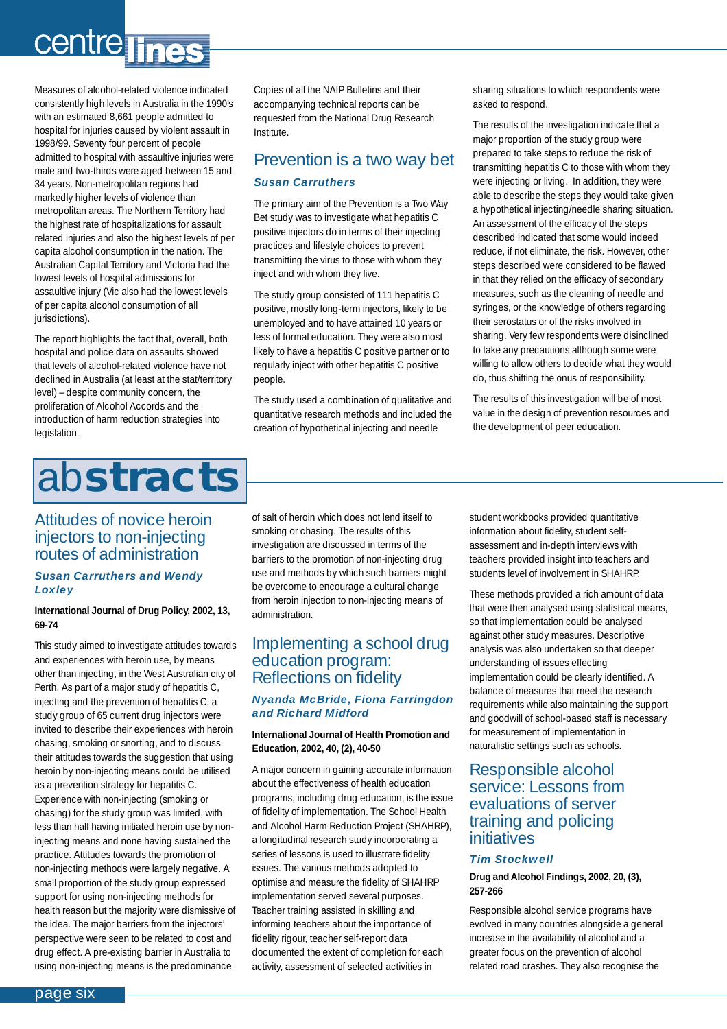Measures of alcohol-related violence indicated consistently high levels in Australia in the 1990's with an estimated 8,661 people admitted to hospital for injuries caused by violent assault in 1998/99. Seventy four percent of people admitted to hospital with assaultive injuries were male and two-thirds were aged between 15 and 34 years. Non-metropolitan regions had markedly higher levels of violence than metropolitan areas. The Northern Territory had the highest rate of hospitalizations for assault related injuries and also the highest levels of per capita alcohol consumption in the nation. The Australian Capital Territory and Victoria had the lowest levels of hospital admissions for assaultive injury (Vic also had the lowest levels of per capita alcohol consumption of all jurisdictions).

The report highlights the fact that, overall, both hospital and police data on assaults showed that levels of alcohol-related violence have not declined in Australia (at least at the stat/territory level) – despite community concern, the proliferation of Alcohol Accords and the introduction of harm reduction strategies into legislation.

Copies of all the NAIP Bulletins and their accompanying technical reports can be requested from the National Drug Research Institute.

## Prevention is a two way bet

***Susan Carruthers***

The primary aim of the Prevention is a Two Way Bet study was to investigate what hepatitis C positive injectors do in terms of their injecting practices and lifestyle choices to prevent transmitting the virus to those with whom they inject and with whom they live.

The study group consisted of 111 hepatitis C positive, mostly long-term injectors, likely to be unemployed and to have attained 10 years or less of formal education. They were also most likely to have a hepatitis C positive partner or to regularly inject with other hepatitis C positive people.

The study used a combination of qualitative and quantitative research methods and included the creation of hypothetical injecting and needle sharing situations to which respondents were asked to respond.

The results of the investigation indicate that a major proportion of the study group were prepared to take steps to reduce the risk of transmitting hepatitis C to those with whom they were injecting or living. In addition, they were able to describe the steps they would take given a hypothetical injecting/needle sharing situation. An assessment of the efficacy of the steps described indicated that some would indeed reduce, if not eliminate, the risk. However, other steps described were considered to be flawed in that they relied on the efficacy of secondary measures, such as the cleaning of needle and syringes, or the knowledge of others regarding their serostatus or of the risks involved in sharing. Very few respondents were disinclined to take any precautions although some were willing to allow others to decide what they would do, thus shifting the onus of responsibility.

The results of this investigation will be of most value in the design of prevention resources and the development of peer education.

# abstracts

## Attitudes of novice heroin injectors to non-injecting routes of administration

***Susan Carruthers and Wendy Loxley***

**International Journal of Drug Policy, 2002, 13, 69-74**

This study aimed to investigate attitudes towards and experiences with heroin use, by means other than injecting, in the West Australian city of Perth. As part of a major study of hepatitis C, injecting and the prevention of hepatitis C, a study group of 65 current drug injectors were invited to describe their experiences with heroin chasing, smoking or snorting, and to discuss their attitudes towards the suggestion that using heroin by non-injecting means could be utilised as a prevention strategy for hepatitis C. Experience with non-injecting (smoking or chasing) for the study group was limited, with less than half having initiated heroin use by non-injecting means and none having sustained the practice. Attitudes towards the promotion of non-injecting methods were largely negative. A small proportion of the study group expressed support for using non-injecting methods for health reason but the majority were dismissive of the idea. The major barriers from the injectors' perspective were seen to be related to cost and drug effect. A pre-existing barrier in Australia to using non-injecting means is the predominance of salt of heroin which does not lend itself to smoking or chasing. The results of this investigation are discussed in terms of the barriers to the promotion of non-injecting drug use and methods by which such barriers might be overcome to encourage a cultural change from heroin injection to non-injecting means of administration.

## Implementing a school drug education program: Reflections on fidelity

***Nyanda McBride, Fiona Farringdon and Richard Midford***

**International Journal of Health Promotion and Education, 2002, 40, (2), 40-50**

A major concern in gaining accurate information about the effectiveness of health education programs, including drug education, is the issue of fidelity of implementation. The School Health and Alcohol Harm Reduction Project (SHAHRP), a longitudinal research study incorporating a series of lessons is used to illustrate fidelity issues. The various methods adopted to optimise and measure the fidelity of SHAHRP implementation served several purposes. Teacher training assisted in skilling and informing teachers about the importance of fidelity rigour, teacher self-report data documented the extent of completion for each activity, assessment of selected activities in student workbooks provided quantitative information about fidelity, student self-assessment and in-depth interviews with teachers provided insight into teachers and students level of involvement in SHAHRP.

These methods provided a rich amount of data that were then analysed using statistical means, so that implementation could be analysed against other study measures. Descriptive analysis was also undertaken so that deeper understanding of issues effecting implementation could be clearly identified. A balance of measures that meet the research requirements while also maintaining the support and goodwill of school-based staff is necessary for measurement of implementation in naturalistic settings such as schools.

## Responsible alcohol service: Lessons from evaluations of server training and policing initiatives

***Tim Stockwell***

**Drug and Alcohol Findings, 2002, 20, (3), 257-266**

Responsible alcohol service programs have evolved in many countries alongside a general increase in the availability of alcohol and a greater focus on the prevention of alcohol related road crashes. They also recognise the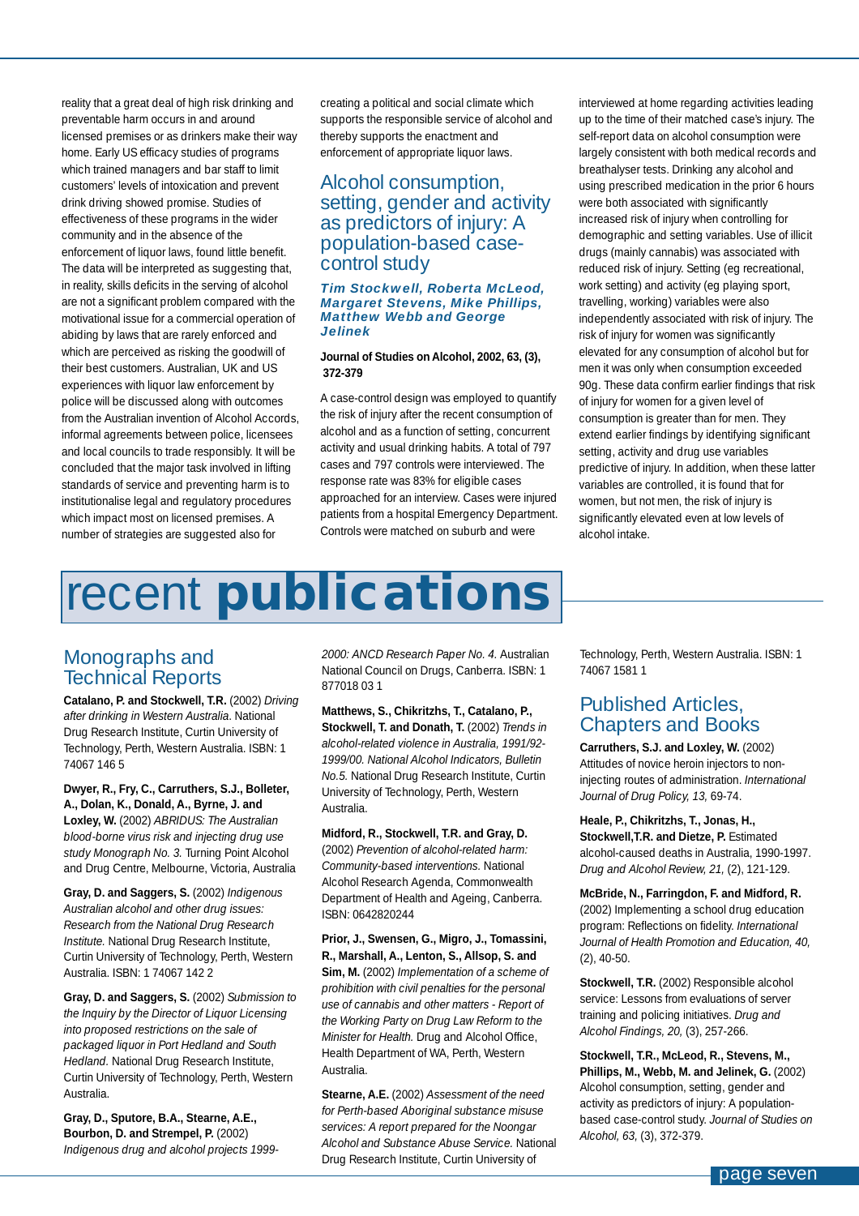reality that a great deal of high risk drinking and preventable harm occurs in and around licensed premises or as drinkers make their way home. Early US efficacy studies of programs which trained managers and bar staff to limit customers' levels of intoxication and prevent drink driving showed promise. Studies of effectiveness of these programs in the wider community and in the absence of the enforcement of liquor laws, found little benefit. The data will be interpreted as suggesting that, in reality, skills deficits in the serving of alcohol are not a significant problem compared with the motivational issue for a commercial operation of abiding by laws that are rarely enforced and which are perceived as risking the goodwill of their best customers. Australian, UK and US experiences with liquor law enforcement by police will be discussed along with outcomes from the Australian invention of Alcohol Accords, informal agreements between police, licensees and local councils to trade responsibly. It will be concluded that the major task involved in lifting standards of service and preventing harm is to institutionalise legal and regulatory procedures which impact most on licensed premises. A number of strategies are suggested also for creating a political and social climate which supports the responsible service of alcohol and thereby supports the enactment and enforcement of appropriate liquor laws.

## Alcohol consumption, setting, gender and activity as predictors of injury: A population-based case-control study

***Tim Stockwell, Roberta McLeod, Margaret Stevens, Mike Phillips, Matthew Webb and George Jelinek***

**Journal of Studies on Alcohol, 2002, 63, (3), 372-379**

A case-control design was employed to quantify the risk of injury after the recent consumption of alcohol and as a function of setting, concurrent activity and usual drinking habits. A total of 797 cases and 797 controls were interviewed. The response rate was 83% for eligible cases approached for an interview. Cases were injured patients from a hospital Emergency Department. Controls were matched on suburb and were interviewed at home regarding activities leading up to the time of their matched case's injury. The self-report data on alcohol consumption were largely consistent with both medical records and breathalyser tests. Drinking any alcohol and using prescribed medication in the prior 6 hours were both associated with significantly increased risk of injury when controlling for demographic and setting variables. Use of illicit drugs (mainly cannabis) was associated with reduced risk of injury. Setting (eg recreational, work setting) and activity (eg playing sport, travelling, working) variables were also independently associated with risk of injury. The risk of injury for women was significantly elevated for any consumption of alcohol but for men it was only when consumption exceeded 90g. These data confirm earlier findings that risk of injury for women for a given level of consumption is greater than for men. They extend earlier findings by identifying significant setting, activity and drug use variables predictive of injury. In addition, when these latter variables are controlled, it is found that for women, but not men, the risk of injury is significantly elevated even at low levels of alcohol intake.

# recent **publications**

## Monographs and Technical Reports

**Catalano, P. and Stockwell, T.R.** (2002) *Driving after drinking in Western Australia.* National Drug Research Institute, Curtin University of Technology, Perth, Western Australia. ISBN: 1 74067 146 5

**Dwyer, R., Fry, C., Carruthers, S.J., Bolleter, A., Dolan, K., Donald, A., Byrne, J. and Loxley, W.** (2002) *ABRIDUS: The Australian blood-borne virus risk and injecting drug use study Monograph No. 3.* Turning Point Alcohol and Drug Centre, Melbourne, Victoria, Australia

**Gray, D. and Saggers, S.** (2002) *Indigenous Australian alcohol and other drug issues: Research from the National Drug Research Institute.* National Drug Research Institute, Curtin University of Technology, Perth, Western Australia. ISBN: 1 74067 142 2

**Gray, D. and Saggers, S.** (2002) *Submission to the Inquiry by the Director of Liquor Licensing into proposed restrictions on the sale of packaged liquor in Port Hedland and South Hedland.* National Drug Research Institute, Curtin University of Technology, Perth, Western Australia.

**Gray, D., Sputore, B.A., Stearne, A.E., Bourbon, D. and Strempel, P.** (2002) *Indigenous drug and alcohol projects 1999-2000: ANCD Research Paper No. 4.* Australian National Council on Drugs, Canberra. ISBN: 1 877018 03 1

**Matthews, S., Chikritzhs, T., Catalano, P., Stockwell, T. and Donath, T.** (2002) *Trends in alcohol-related violence in Australia, 1991/92-1999/00. National Alcohol Indicators, Bulletin No.5.* National Drug Research Institute, Curtin University of Technology, Perth, Western Australia.

**Midford, R., Stockwell, T.R. and Gray, D.** (2002) *Prevention of alcohol-related harm: Community-based interventions.* National Alcohol Research Agenda, Commonwealth Department of Health and Ageing, Canberra. ISBN: 0642820244

**Prior, J., Swensen, G., Migro, J., Tomassini, R., Marshall, A., Lenton, S., Allsop, S. and Sim, M.** (2002) *Implementation of a scheme of prohibition with civil penalties for the personal use of cannabis and other matters - Report of the Working Party on Drug Law Reform to the Minister for Health.* Drug and Alcohol Office, Health Department of WA, Perth, Western Australia.

**Stearne, A.E.** (2002) *Assessment of the need for Perth-based Aboriginal substance misuse services: A report prepared for the Noongar Alcohol and Substance Abuse Service.* National Drug Research Institute, Curtin University of Technology, Perth, Western Australia. ISBN: 1 74067 1581 1

## Published Articles, Chapters and Books

**Carruthers, S.J. and Loxley, W.** (2002) Attitudes of novice heroin injectors to non-injecting routes of administration. *International Journal of Drug Policy, 13,* 69-74.

**Heale, P., Chikritzhs, T., Jonas, H., Stockwell,T.R. and Dietze, P.** Estimated alcohol-caused deaths in Australia, 1990-1997. *Drug and Alcohol Review, 21,* (2), 121-129.

**McBride, N., Farringdon, F. and Midford, R.** (2002) Implementing a school drug education program: Reflections on fidelity. *International Journal of Health Promotion and Education, 40,* (2), 40-50.

**Stockwell, T.R.** (2002) Responsible alcohol service: Lessons from evaluations of server training and policing initiatives. *Drug and Alcohol Findings, 20,* (3), 257-266.

**Stockwell, T.R., McLeod, R., Stevens, M., Phillips, M., Webb, M. and Jelinek, G.** (2002) Alcohol consumption, setting, gender and activity as predictors of injury: A population-based case-control study. *Journal of Studies on Alcohol, 63,* (3), 372-379.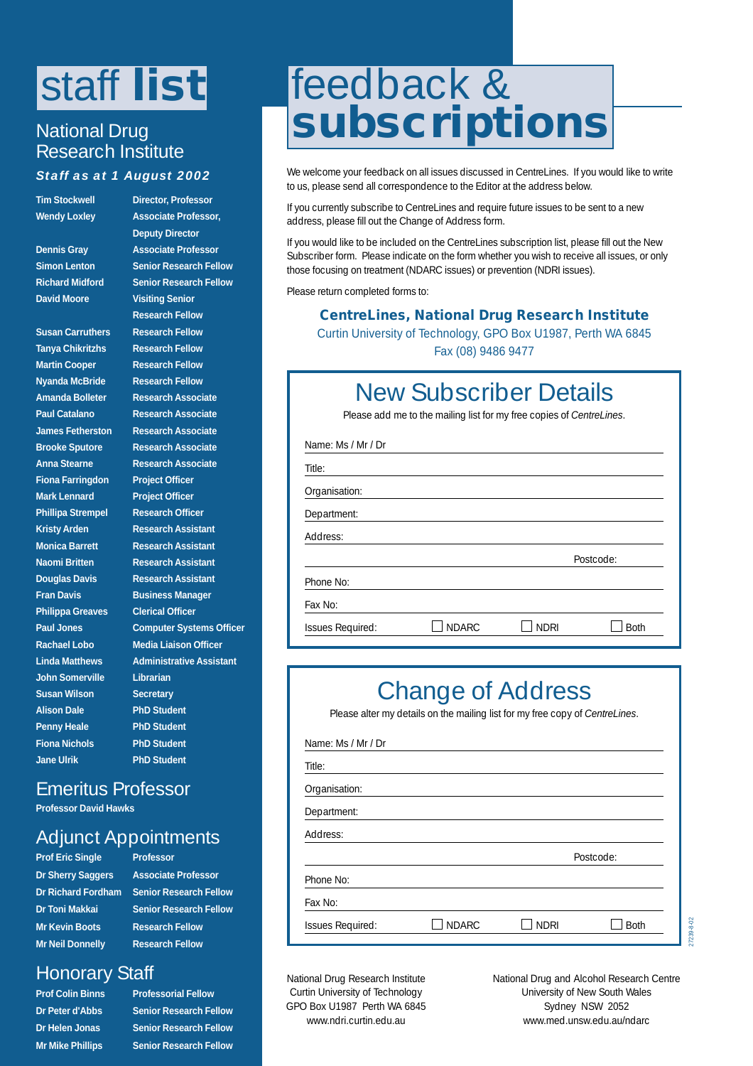# staff **list**

## National Drug Research Institute

### *Staff as at 1 August 2002*

| | |
|---|---|
| **Tim Stockwell** | **Director, Professor** |
| **Wendy Loxley** | **Associate Professor, Deputy Director** |
| **Dennis Gray** | **Associate Professor** |
| **Simon Lenton** | **Senior Research Fellow** |
| **Richard Midford** | **Senior Research Fellow** |
| **David Moore** | **Visiting Senior Research Fellow** |
| **Susan Carruthers** | **Research Fellow** |
| **Tanya Chikritzhs** | **Research Fellow** |
| **Martin Cooper** | **Research Fellow** |
| **Nyanda McBride** | **Research Fellow** |
| **Amanda Bolleter** | **Research Associate** |
| **Paul Catalano** | **Research Associate** |
| **James Fetherston** | **Research Associate** |
| **Brooke Sputore** | **Research Associate** |
| **Anna Stearne** | **Research Associate** |
| **Fiona Farringdon** | **Project Officer** |
| **Mark Lennard** | **Project Officer** |
| **Phillipa Strempel** | **Research Officer** |
| **Kristy Arden** | **Research Assistant** |
| **Monica Barrett** | **Research Assistant** |
| **Naomi Britten** | **Research Assistant** |
| **Douglas Davis** | **Research Assistant** |
| **Fran Davis** | **Business Manager** |
| **Philippa Greaves** | **Clerical Officer** |
| **Paul Jones** | **Computer Systems Officer** |
| **Rachael Lobo** | **Media Liaison Officer** |
| **Linda Matthews** | **Administrative Assistant** |
| **John Somerville** | **Librarian** |
| **Susan Wilson** | **Secretary** |
| **Alison Dale** | **PhD Student** |
| **Penny Heale** | **PhD Student** |
| **Fiona Nichols** | **PhD Student** |
| **Jane Ulrik** | **PhD Student** |

## Emeritus Professor

**Professor David Hawks**

## Adjunct Appointments

| | |
|---|---|
| **Prof Eric Single** | **Professor** |
| **Dr Sherry Saggers** | **Associate Professor** |
| **Dr Richard Fordham** | **Senior Research Fellow** |
| **Dr Toni Makkai** | **Senior Research Fellow** |
| **Mr Kevin Boots** | **Research Fellow** |
| **Mr Neil Donnelly** | **Research Fellow** |

## Honorary Staff

| | |
|---|---|
| **Prof Colin Binns** | **Professorial Fellow** |
| **Dr Peter d'Abbs** | **Senior Research Fellow** |
| **Dr Helen Jonas** | **Senior Research Fellow** |
| **Mr Mike Phillips** | **Senior Research Fellow** |

# feedback & **subscriptions**

We welcome your feedback on all issues discussed in CentreLines. If you would like to write to us, please send all correspondence to the Editor at the address below.

If you currently subscribe to CentreLines and require future issues to be sent to a new address, please fill out the Change of Address form.

If you would like to be included on the CentreLines subscription list, please fill out the New Subscriber form. Please indicate on the form whether you wish to receive all issues, or only those focusing on treatment (NDARC issues) or prevention (NDRI issues).

Please return completed forms to:

**CentreLines, National Drug Research Institute**
Curtin University of Technology, GPO Box U1987, Perth WA 6845
Fax (08) 9486 9477

## New Subscriber Details

Please add me to the mailing list for my free copies of *CentreLines*.

Name: Ms / Mr / Dr

Title:

Organisation:

Department:

Address:

Postcode:

Phone No:

Fax No:

Issues Required: ☐ NDARC ☐ NDRI ☐ Both

## Change of Address

Please alter my details on the mailing list for my free copy of *CentreLines*.

Name: Ms / Mr / Dr

Title:

Organisation:

Department:

Address:

Postcode:

Phone No:

Fax No:

Issues Required: ☐ NDARC ☐ NDRI ☐ Both

National Drug Research Institute
Curtin University of Technology
GPO Box U1987 Perth WA 6845
www.ndri.curtin.edu.au

National Drug and Alcohol Research Centre
University of New South Wales
Sydney NSW 2052
www.med.unsw.edu.au/ndarc

27239-8-02